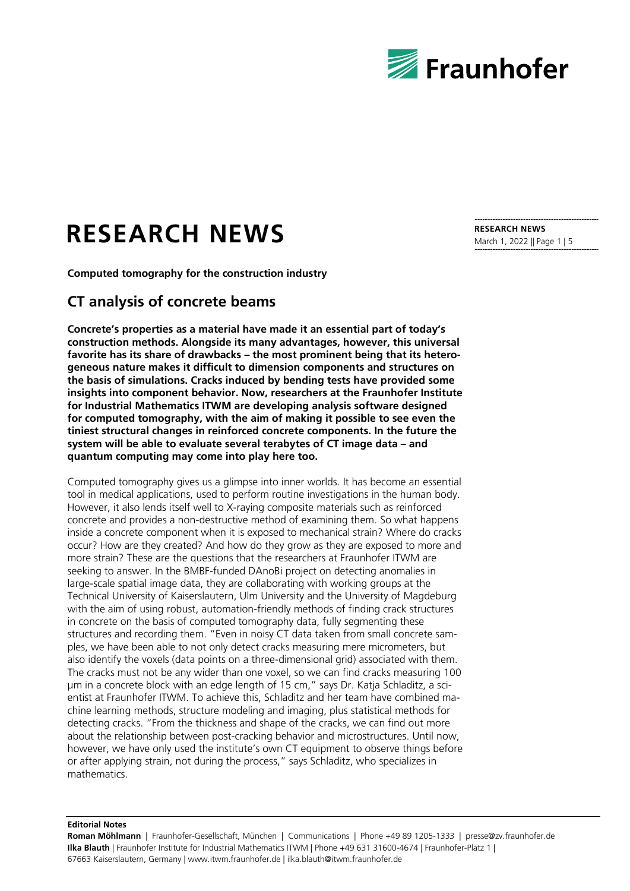# RESEARCH NEWS

**Computed tomography for the construction industry**

## CT analysis of concrete beams

**Concrete's properties as a material have made it an essential part of today's construction methods. Alongside its many advantages, however, this universal favorite has its share of drawbacks – the most prominent being that its heterogeneous nature makes it difficult to dimension components and structures on the basis of simulations. Cracks induced by bending tests have provided some insights into component behavior. Now, researchers at the Fraunhofer Institute for Industrial Mathematics ITWM are developing analysis software designed for computed tomography, with the aim of making it possible to see even the tiniest structural changes in reinforced concrete components. In the future the system will be able to evaluate several terabytes of CT image data – and quantum computing may come into play here too.**

Computed tomography gives us a glimpse into inner worlds. It has become an essential tool in medical applications, used to perform routine investigations in the human body. However, it also lends itself well to X-raying composite materials such as reinforced concrete and provides a non-destructive method of examining them. So what happens inside a concrete component when it is exposed to mechanical strain? Where do cracks occur? How are they created? And how do they grow as they are exposed to more and more strain? These are the questions that the researchers at Fraunhofer ITWM are seeking to answer. In the BMBF-funded DAnoBi project on detecting anomalies in large-scale spatial image data, they are collaborating with working groups at the Technical University of Kaiserslautern, Ulm University and the University of Magdeburg with the aim of using robust, automation-friendly methods of finding crack structures in concrete on the basis of computed tomography data, fully segmenting these structures and recording them. "Even in noisy CT data taken from small concrete samples, we have been able to not only detect cracks measuring mere micrometers, but also identify the voxels (data points on a three-dimensional grid) associated with them. The cracks must not be any wider than one voxel, so we can find cracks measuring 100 µm in a concrete block with an edge length of 15 cm," says Dr. Katja Schladitz, a scientist at Fraunhofer ITWM. To achieve this, Schladitz and her team have combined machine learning methods, structure modeling and imaging, plus statistical methods for detecting cracks. "From the thickness and shape of the cracks, we can find out more about the relationship between post-cracking behavior and microstructures. Until now, however, we have only used the institute's own CT equipment to observe things before or after applying strain, not during the process," says Schladitz, who specializes in mathematics.

**Editorial Notes**
**Roman Möhlmann** | Fraunhofer-Gesellschaft, München | Communications | Phone +49 89 1205-1333 | presse@zv.fraunhofer.de
**Ilka Blauth** | Fraunhofer Institute for Industrial Mathematics ITWM | Phone +49 631 31600-4674 | Fraunhofer-Platz 1 | 67663 Kaiserslautern, Germany | www.itwm.fraunhofer.de | ilka.blauth@itwm.fraunhofer.de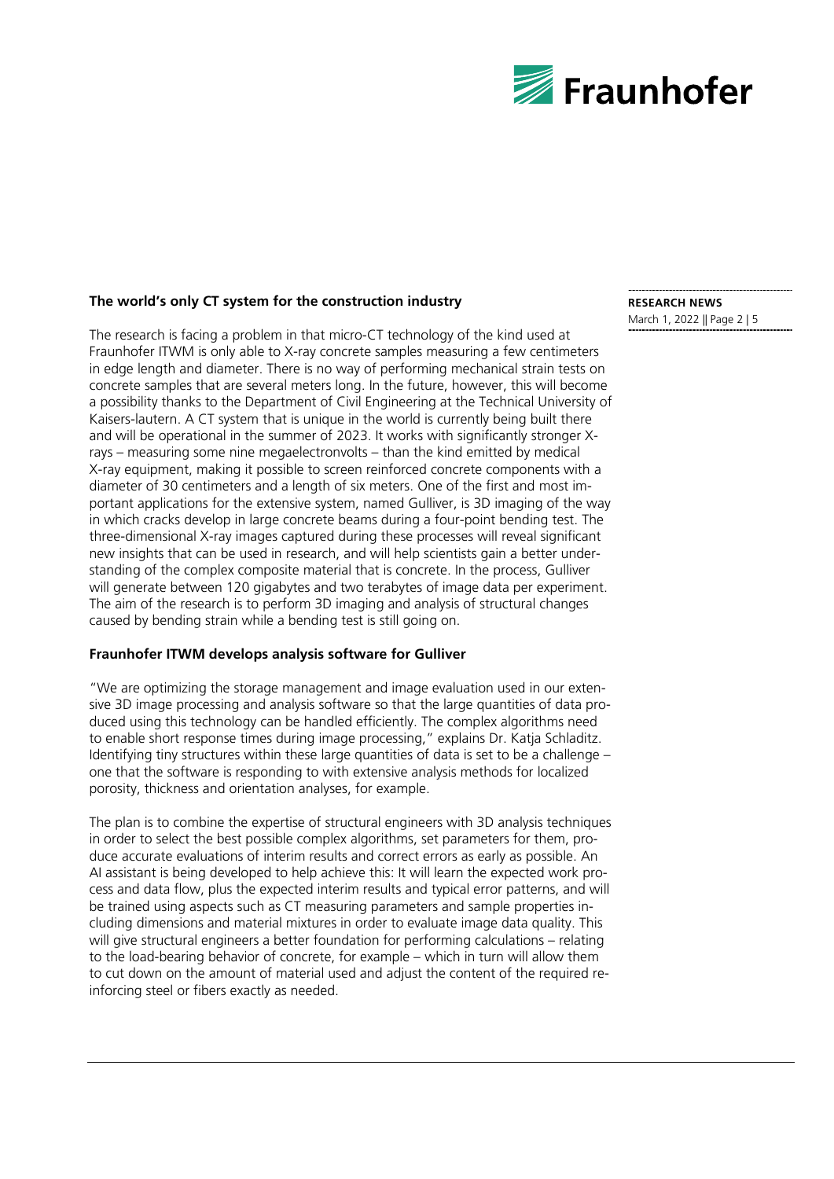## The world's only CT system for the construction industry

The research is facing a problem in that micro-CT technology of the kind used at Fraunhofer ITWM is only able to X-ray concrete samples measuring a few centimeters in edge length and diameter. There is no way of performing mechanical strain tests on concrete samples that are several meters long. In the future, however, this will become a possibility thanks to the Department of Civil Engineering at the Technical University of Kaisers-lautern. A CT system that is unique in the world is currently being built there and will be operational in the summer of 2023. It works with significantly stronger X-rays – measuring some nine megaelectronvolts – than the kind emitted by medical X-ray equipment, making it possible to screen reinforced concrete components with a diameter of 30 centimeters and a length of six meters. One of the first and most important applications for the extensive system, named Gulliver, is 3D imaging of the way in which cracks develop in large concrete beams during a four-point bending test. The three-dimensional X-ray images captured during these processes will reveal significant new insights that can be used in research, and will help scientists gain a better understanding of the complex composite material that is concrete. In the process, Gulliver will generate between 120 gigabytes and two terabytes of image data per experiment. The aim of the research is to perform 3D imaging and analysis of structural changes caused by bending strain while a bending test is still going on.

## Fraunhofer ITWM develops analysis software for Gulliver

"We are optimizing the storage management and image evaluation used in our extensive 3D image processing and analysis software so that the large quantities of data produced using this technology can be handled efficiently. The complex algorithms need to enable short response times during image processing," explains Dr. Katja Schladitz. Identifying tiny structures within these large quantities of data is set to be a challenge – one that the software is responding to with extensive analysis methods for localized porosity, thickness and orientation analyses, for example.

The plan is to combine the expertise of structural engineers with 3D analysis techniques in order to select the best possible complex algorithms, set parameters for them, produce accurate evaluations of interim results and correct errors as early as possible. An AI assistant is being developed to help achieve this: It will learn the expected work process and data flow, plus the expected interim results and typical error patterns, and will be trained using aspects such as CT measuring parameters and sample properties including dimensions and material mixtures in order to evaluate image data quality. This will give structural engineers a better foundation for performing calculations – relating to the load-bearing behavior of concrete, for example – which in turn will allow them to cut down on the amount of material used and adjust the content of the required reinforcing steel or fibers exactly as needed.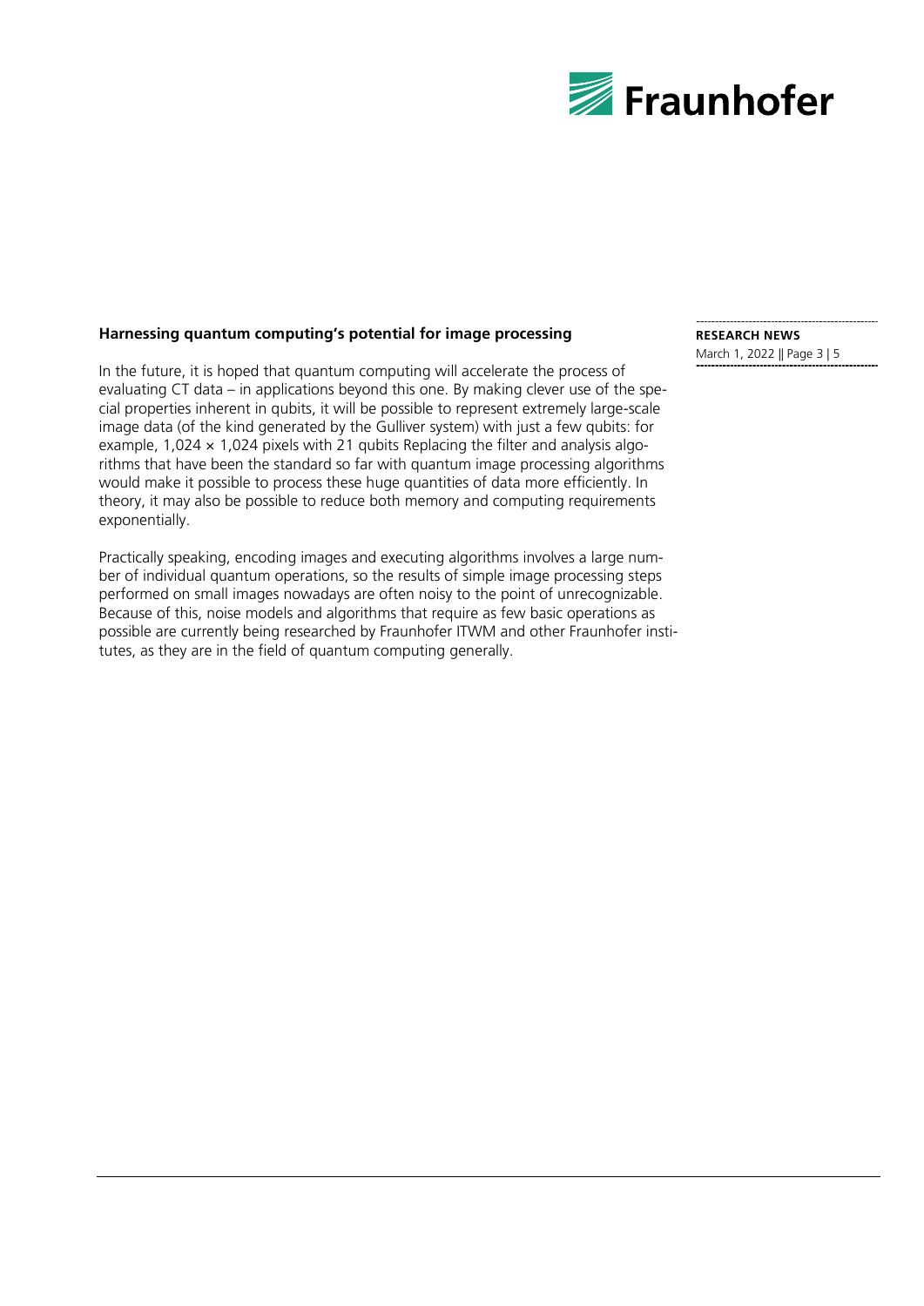**Harnessing quantum computing's potential for image processing**

In the future, it is hoped that quantum computing will accelerate the process of evaluating CT data – in applications beyond this one. By making clever use of the special properties inherent in qubits, it will be possible to represent extremely large-scale image data (of the kind generated by the Gulliver system) with just a few qubits: for example, 1,024 × 1,024 pixels with 21 qubits Replacing the filter and analysis algorithms that have been the standard so far with quantum image processing algorithms would make it possible to process these huge quantities of data more efficiently. In theory, it may also be possible to reduce both memory and computing requirements exponentially.

Practically speaking, encoding images and executing algorithms involves a large number of individual quantum operations, so the results of simple image processing steps performed on small images nowadays are often noisy to the point of unrecognizable. Because of this, noise models and algorithms that require as few basic operations as possible are currently being researched by Fraunhofer ITWM and other Fraunhofer institutes, as they are in the field of quantum computing generally.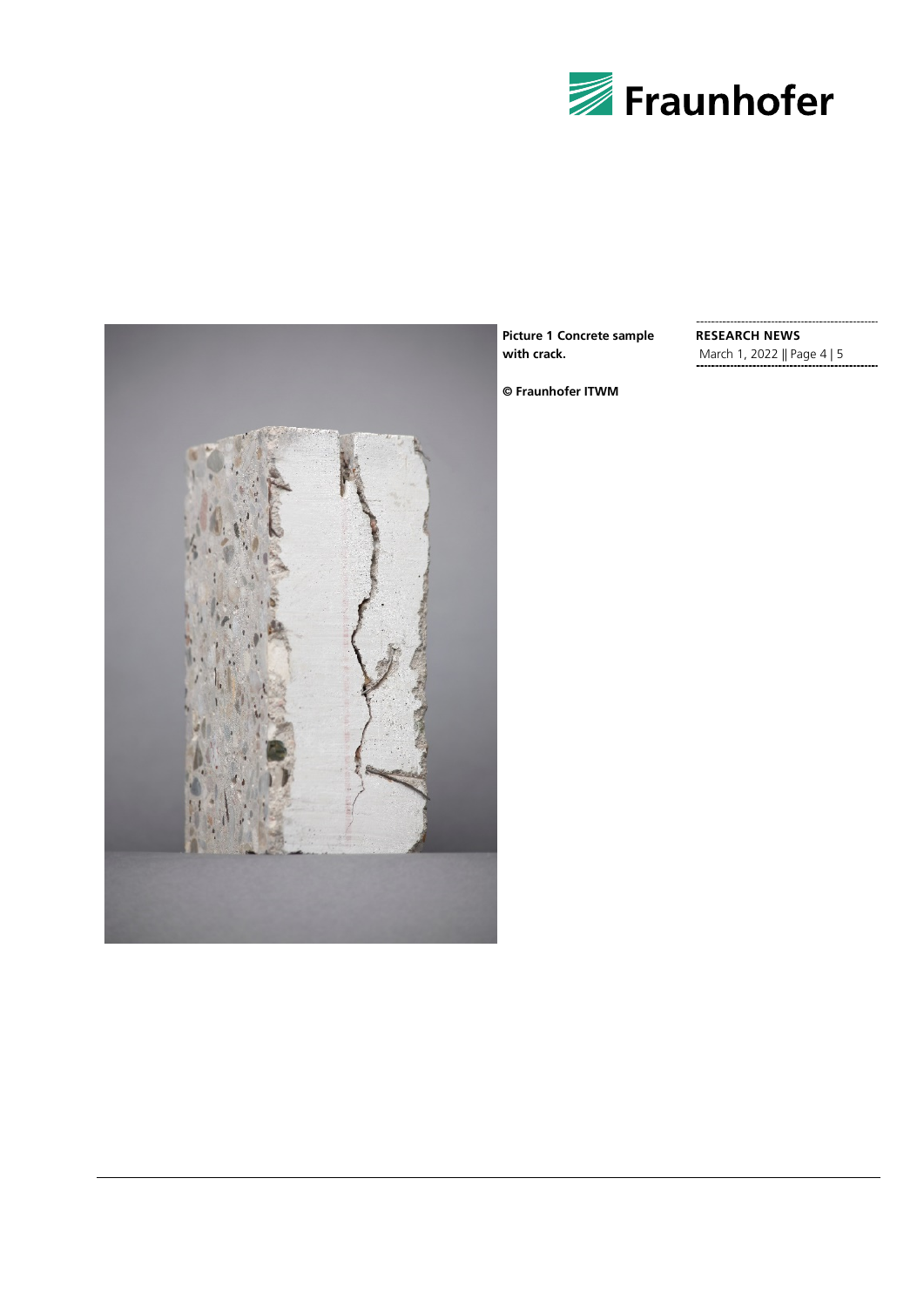**Picture 1 Concrete sample with crack.**

**© Fraunhofer ITWM**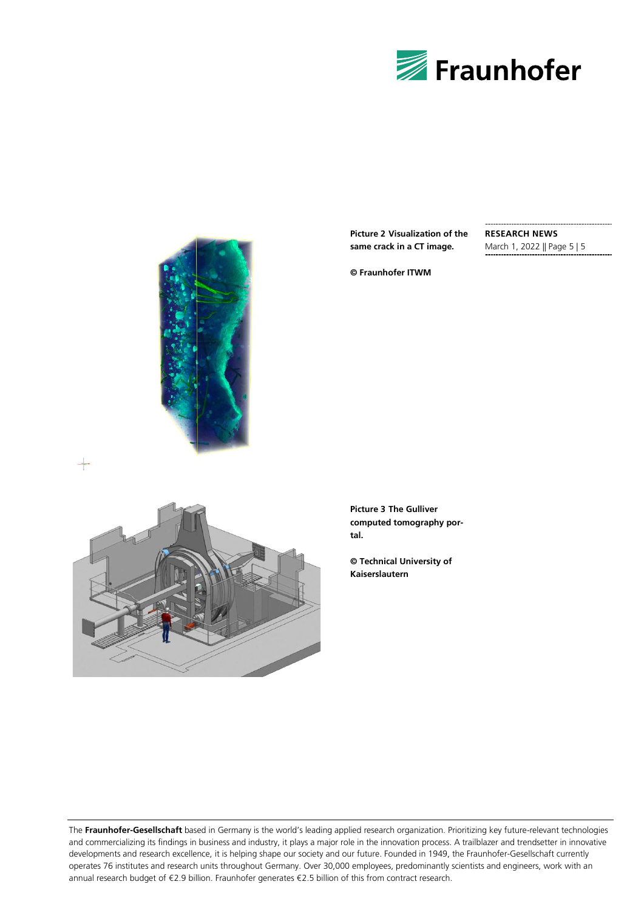**Picture 2 Visualization of the same crack in a CT image.**

**© Fraunhofer ITWM**

**Picture 3 The Gulliver computed tomography portal.**

**© Technical University of Kaiserslautern**

The **Fraunhofer-Gesellschaft** based in Germany is the world's leading applied research organization. Prioritizing key future-relevant technologies and commercializing its findings in business and industry, it plays a major role in the innovation process. A trailblazer and trendsetter in innovative developments and research excellence, it is helping shape our society and our future. Founded in 1949, the Fraunhofer-Gesellschaft currently operates 76 institutes and research units throughout Germany. Over 30,000 employees, predominantly scientists and engineers, work with an annual research budget of €2.9 billion. Fraunhofer generates €2.5 billion of this from contract research.